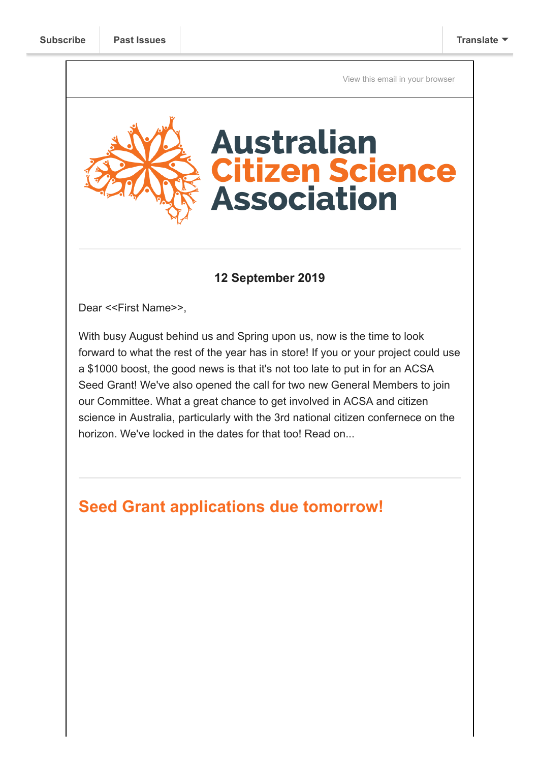Subscribe | Past Issues | Translate

View this email in your browser

# Australian Citizen Science Association

**12 September 2019**

Dear <<First Name>>,

With busy August behind us and Spring upon us, now is the time to look forward to what the rest of the year has in store! If you or your project could use a $1000 boost, the good news is that it's not too late to put in for an ACSA Seed Grant! We've also opened the call for two new General Members to join our Committee. What a great chance to get involved in ACSA and citizen science in Australia, particularly with the 3rd national citizen confernece on the horizon. We've locked in the dates for that too! Read on...

## Seed Grant applications due tomorrow!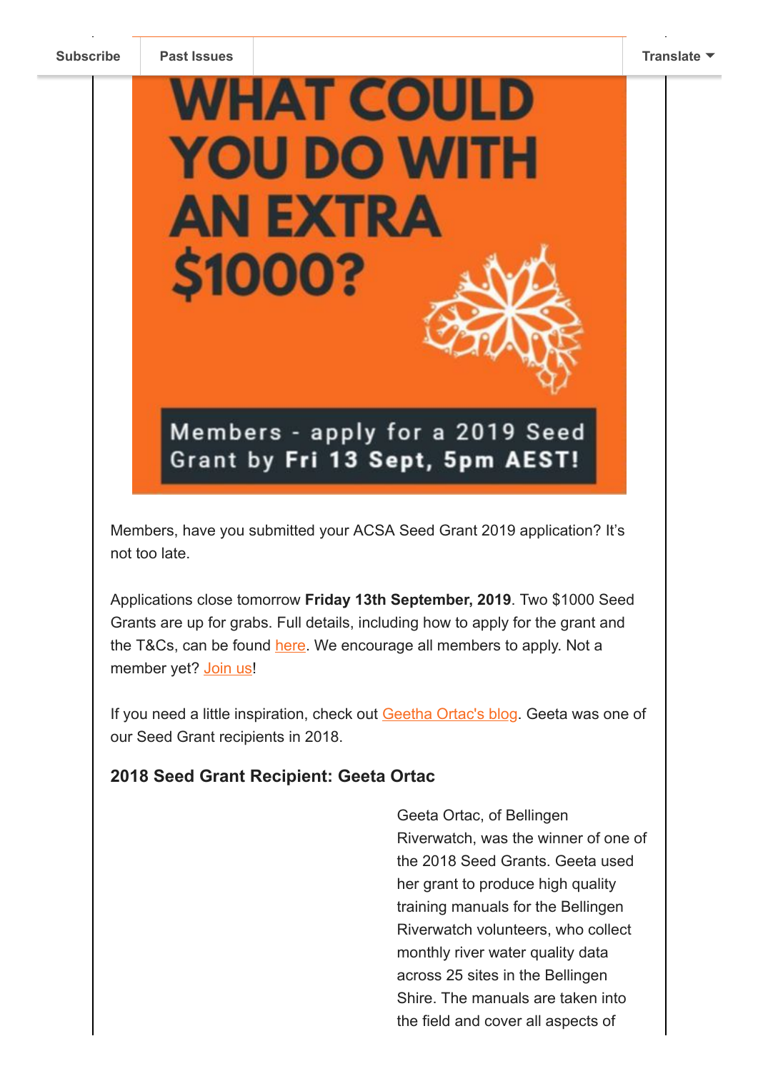Subscribe | Past Issues | Translate

WHAT COULD YOU DO WITH AN EXTRA $1000?

Members - apply for a 2019 Seed Grant by **Fri 13 Sept, 5pm AEST!**

Members, have you submitted your ACSA Seed Grant 2019 application? It's not too late.

Applications close tomorrow **Friday 13th September, 2019**. Two $1000 Seed Grants are up for grabs. Full details, including how to apply for the grant and the T&Cs, can be found here. We encourage all members to apply. Not a member yet? Join us!

If you need a little inspiration, check out Geetha Ortac's blog. Geeta was one of our Seed Grant recipients in 2018.

### 2018 Seed Grant Recipient: Geeta Ortac

Geeta Ortac, of Bellingen Riverwatch, was the winner of one of the 2018 Seed Grants. Geeta used her grant to produce high quality training manuals for the Bellingen Riverwatch volunteers, who collect monthly river water quality data across 25 sites in the Bellingen Shire. The manuals are taken into the field and cover all aspects of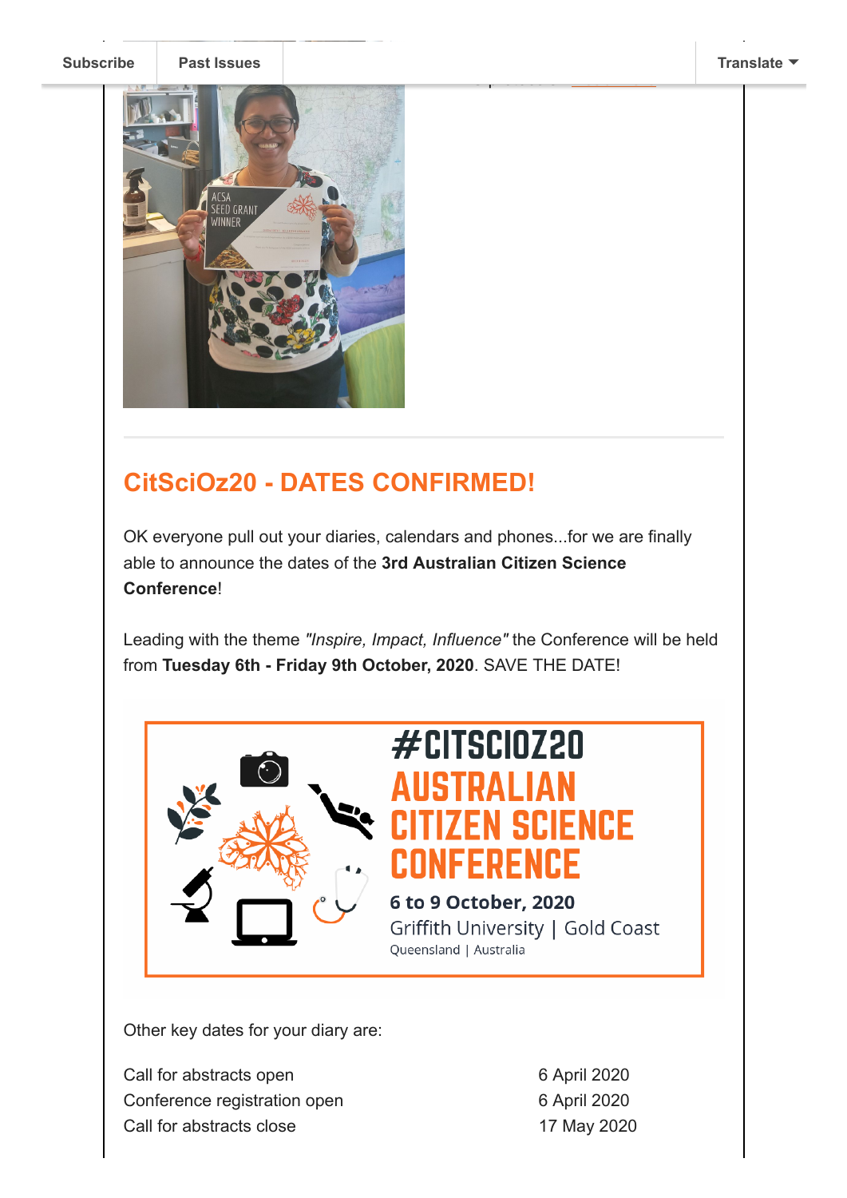## CitSciOz20 - DATES CONFIRMED!

OK everyone pull out your diaries, calendars and phones...for we are finally able to announce the dates of the **3rd Australian Citizen Science Conference**!

Leading with the theme *"Inspire, Impact, Influence"* the Conference will be held from **Tuesday 6th - Friday 9th October, 2020**. SAVE THE DATE!

Other key dates for your diary are:

| | |
|---|---|
| Call for abstracts open | 6 April 2020 |
| Conference registration open | 6 April 2020 |
| Call for abstracts close | 17 May 2020 |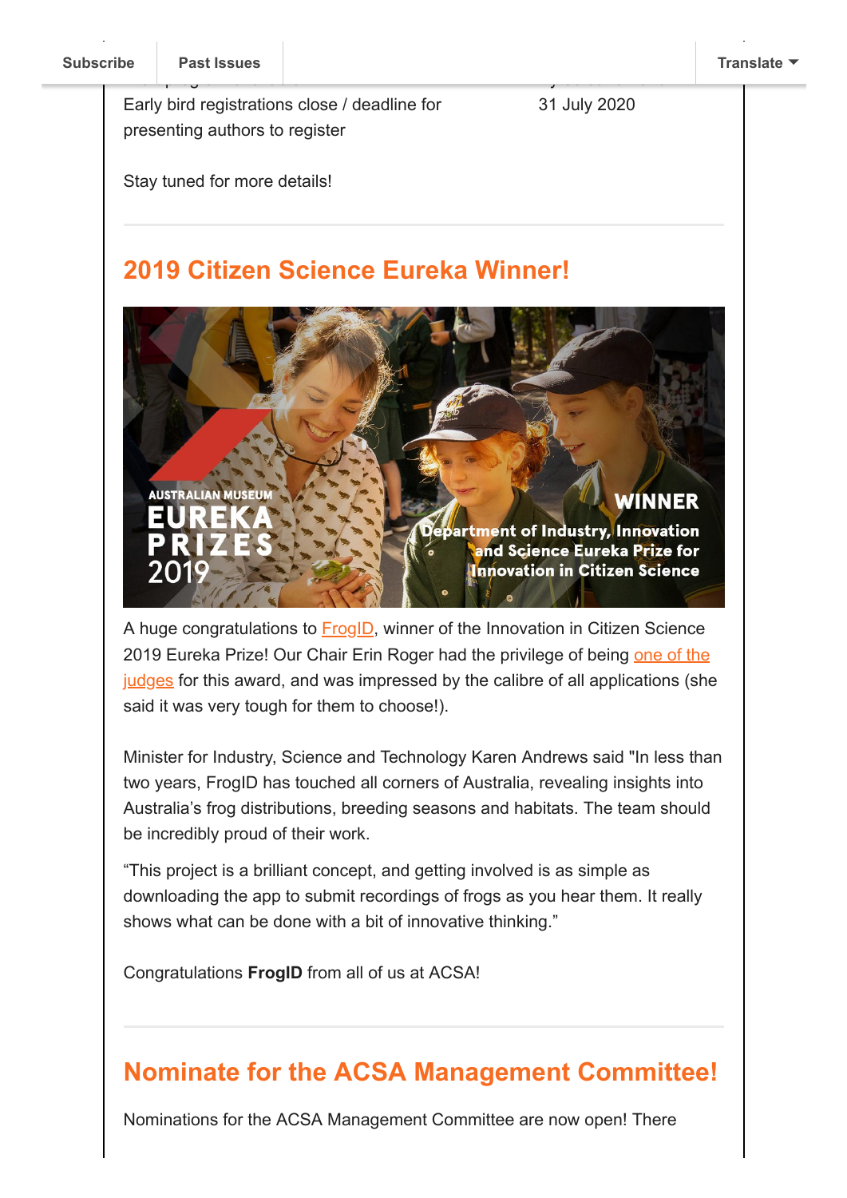| Early bird registrations close / deadline for presenting authors to register | 31 July 2020 |
| --- | --- |

Stay tuned for more details!

## 2019 Citizen Science Eureka Winner!

A huge congratulations to FrogID, winner of the Innovation in Citizen Science 2019 Eureka Prize! Our Chair Erin Roger had the privilege of being one of the judges for this award, and was impressed by the calibre of all applications (she said it was very tough for them to choose!).

Minister for Industry, Science and Technology Karen Andrews said "In less than two years, FrogID has touched all corners of Australia, revealing insights into Australia's frog distributions, breeding seasons and habitats. The team should be incredibly proud of their work.

"This project is a brilliant concept, and getting involved is as simple as downloading the app to submit recordings of frogs as you hear them. It really shows what can be done with a bit of innovative thinking."

Congratulations **FrogID** from all of us at ACSA!

## Nominate for the ACSA Management Committee!

Nominations for the ACSA Management Committee are now open! There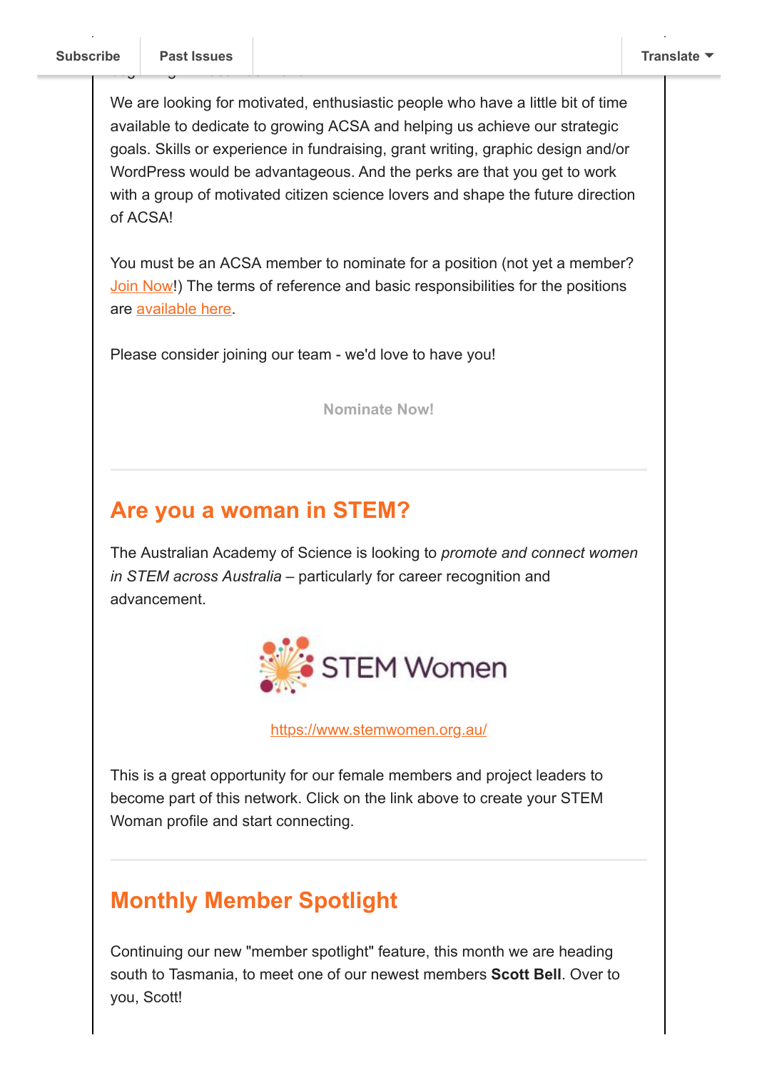We are looking for motivated, enthusiastic people who have a little bit of time available to dedicate to growing ACSA and helping us achieve our strategic goals. Skills or experience in fundraising, grant writing, graphic design and/or WordPress would be advantageous. And the perks are that you get to work with a group of motivated citizen science lovers and shape the future direction of ACSA!

You must be an ACSA member to nominate for a position (not yet a member? Join Now!) The terms of reference and basic responsibilities for the positions are available here.

Please consider joining our team - we'd love to have you!

Nominate Now!

---

## Are you a woman in STEM?

The Australian Academy of Science is looking to *promote and connect women in STEM across Australia* – particularly for career recognition and advancement.

STEM Women

https://www.stemwomen.org.au/

This is a great opportunity for our female members and project leaders to become part of this network. Click on the link above to create your STEM Woman profile and start connecting.

---

## Monthly Member Spotlight

Continuing our new "member spotlight" feature, this month we are heading south to Tasmania, to meet one of our newest members **Scott Bell**. Over to you, Scott!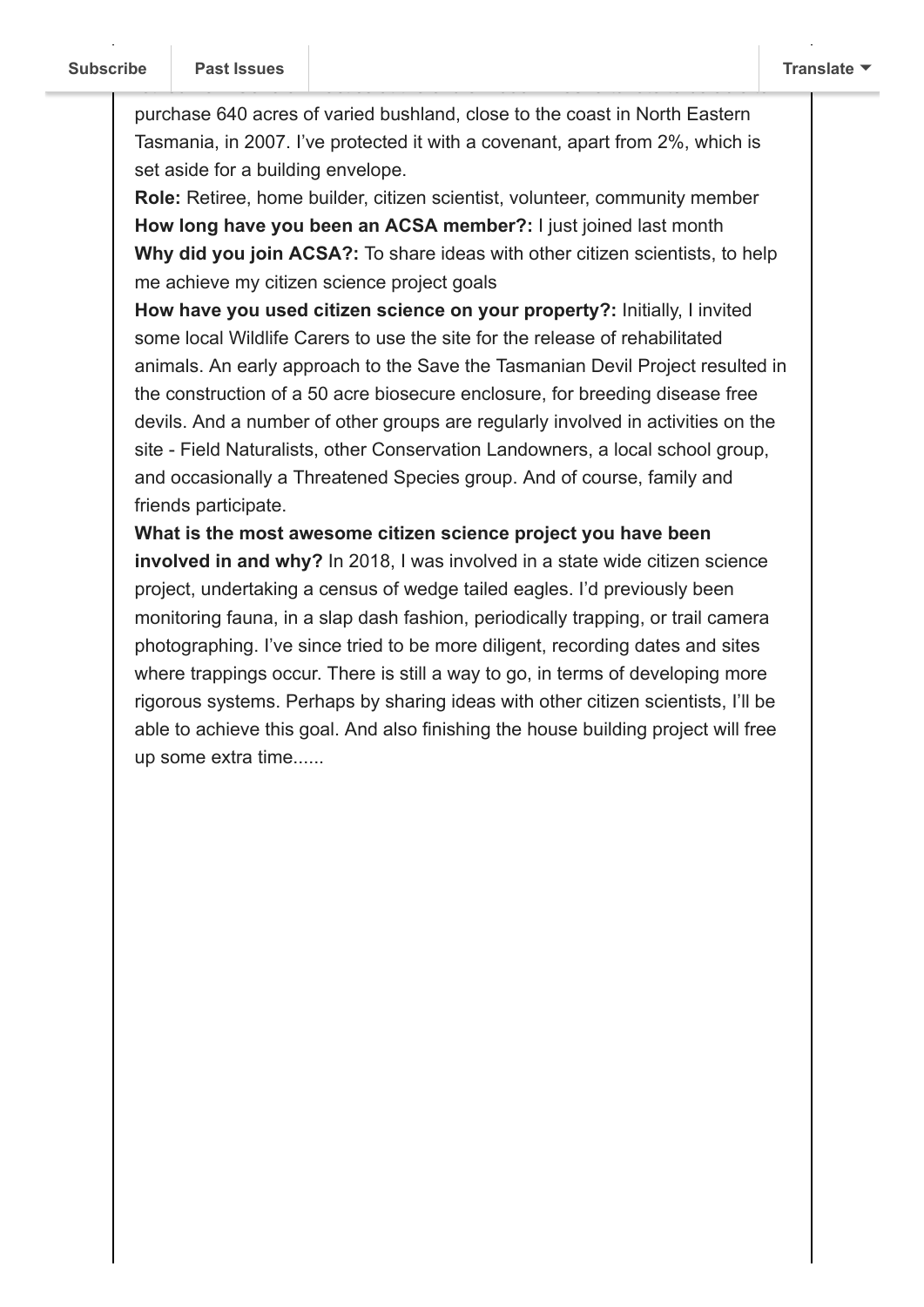purchase 640 acres of varied bushland, close to the coast in North Eastern Tasmania, in 2007. I've protected it with a covenant, apart from 2%, which is set aside for a building envelope.

**Role:** Retiree, home builder, citizen scientist, volunteer, community member

**How long have you been an ACSA member?:** I just joined last month

**Why did you join ACSA?:** To share ideas with other citizen scientists, to help me achieve my citizen science project goals

**How have you used citizen science on your property?:** Initially, I invited some local Wildlife Carers to use the site for the release of rehabilitated animals. An early approach to the Save the Tasmanian Devil Project resulted in the construction of a 50 acre biosecure enclosure, for breeding disease free devils. And a number of other groups are regularly involved in activities on the site - Field Naturalists, other Conservation Landowners, a local school group, and occasionally a Threatened Species group. And of course, family and friends participate.

**What is the most awesome citizen science project you have been involved in and why?** In 2018, I was involved in a state wide citizen science project, undertaking a census of wedge tailed eagles. I'd previously been monitoring fauna, in a slap dash fashion, periodically trapping, or trail camera photographing. I've since tried to be more diligent, recording dates and sites where trappings occur. There is still a way to go, in terms of developing more rigorous systems. Perhaps by sharing ideas with other citizen scientists, I'll be able to achieve this goal. And also finishing the house building project will free up some extra time......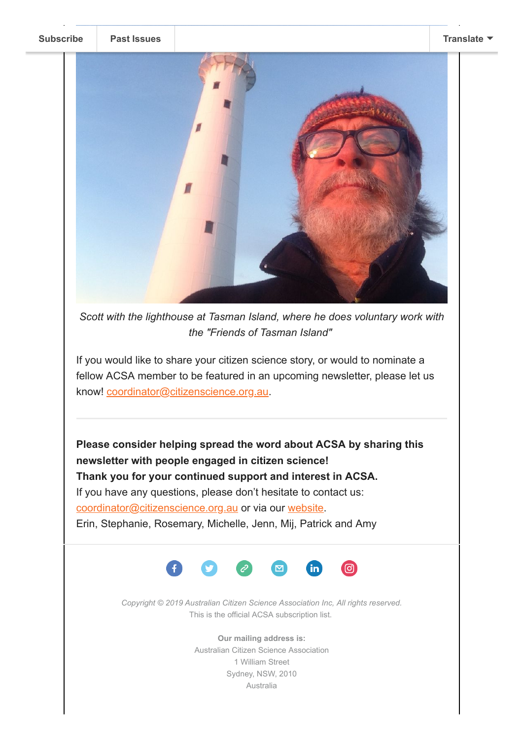*Scott with the lighthouse at Tasman Island, where he does voluntary work with the "Friends of Tasman Island"*

If you would like to share your citizen science story, or would to nominate a fellow ACSA member to be featured in an upcoming newsletter, please let us know! coordinator@citizenscience.org.au.

---

**Please consider helping spread the word about ACSA by sharing this newsletter with people engaged in citizen science!**
**Thank you for your continued support and interest in ACSA.**
If you have any questions, please don't hesitate to contact us: coordinator@citizenscience.org.au or via our website.
Erin, Stephanie, Rosemary, Michelle, Jenn, Mij, Patrick and Amy

*Copyright © 2019 Australian Citizen Science Association Inc, All rights reserved.*
This is the official ACSA subscription list.

**Our mailing address is:**
Australian Citizen Science Association
1 William Street
Sydney, NSW, 2010
Australia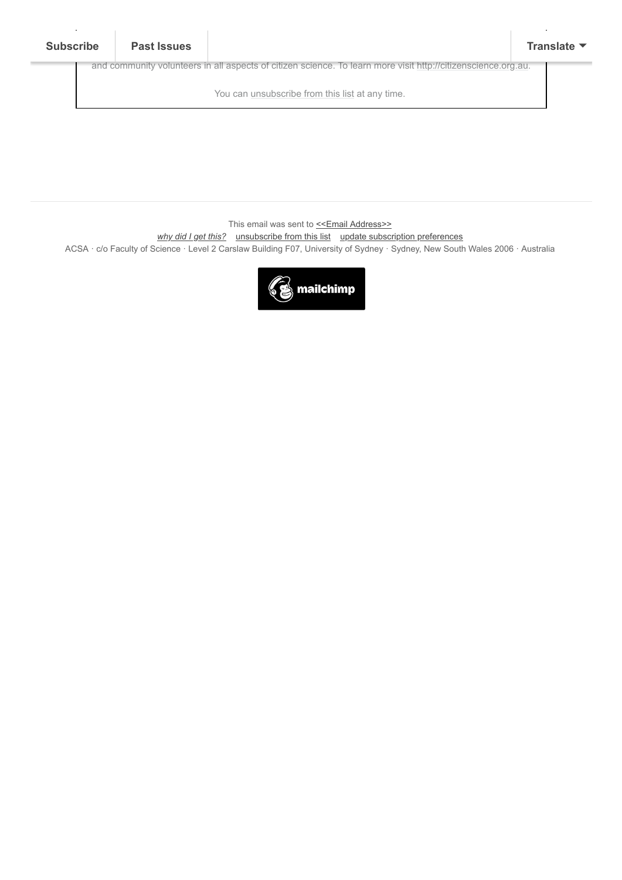and community volunteers in all aspects of citizen science. To learn more visit http://citizenscience.org.au.

You can unsubscribe from this list at any time.

This email was sent to <<Email Address>>

*why did I get this?* unsubscribe from this list update subscription preferences

ACSA · c/o Faculty of Science · Level 2 Carslaw Building F07, University of Sydney · Sydney, New South Wales 2006 · Australia